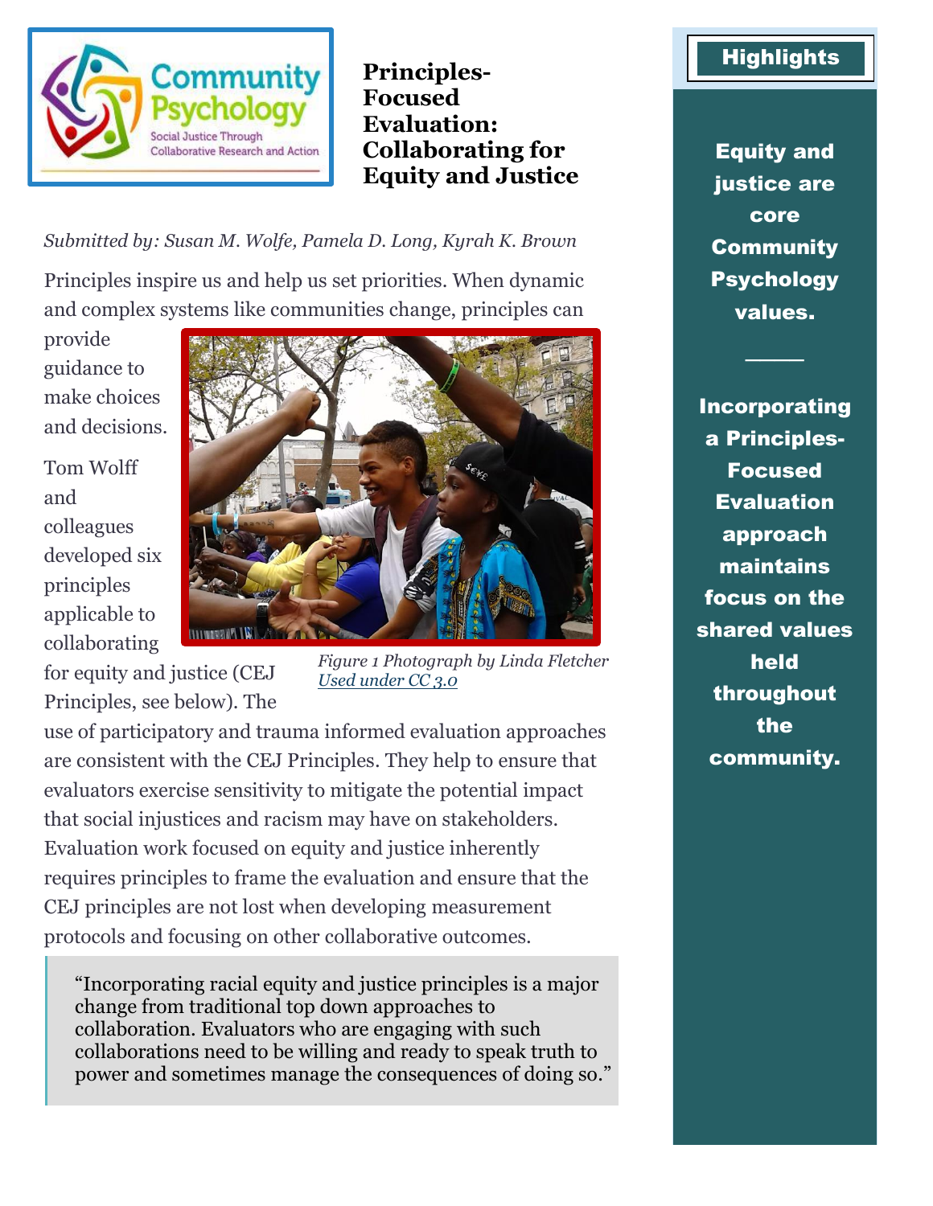# Principles-Focused Evaluation: Collaborating for Equity and Justice

*Submitted by: Susan M. Wolfe, Pamela D. Long, Kyrah K. Brown*

Principles inspire us and help us set priorities. When dynamic and complex systems like communities change, principles can provide guidance to make choices and decisions.

Tom Wolff and colleagues developed six principles applicable to collaborating for equity and justice (CEJ Principles, see below). The use of participatory and trauma informed evaluation approaches are consistent with the CEJ Principles. They help to ensure that evaluators exercise sensitivity to mitigate the potential impact that social injustices and racism may have on stakeholders. Evaluation work focused on equity and justice inherently requires principles to frame the evaluation and ensure that the CEJ principles are not lost when developing measurement protocols and focusing on other collaborative outcomes.

*Figure 1 Photograph by Linda Fletcher [Used under CC 3.0]*

> "Incorporating racial equity and justice principles is a major change from traditional top down approaches to collaboration. Evaluators who are engaging with such collaborations need to be willing and ready to speak truth to power and sometimes manage the consequences of doing so."

## Highlights

**Equity and justice are core Community Psychology values.**

**Incorporating a Principles-Focused Evaluation approach maintains focus on the shared values held throughout the community.**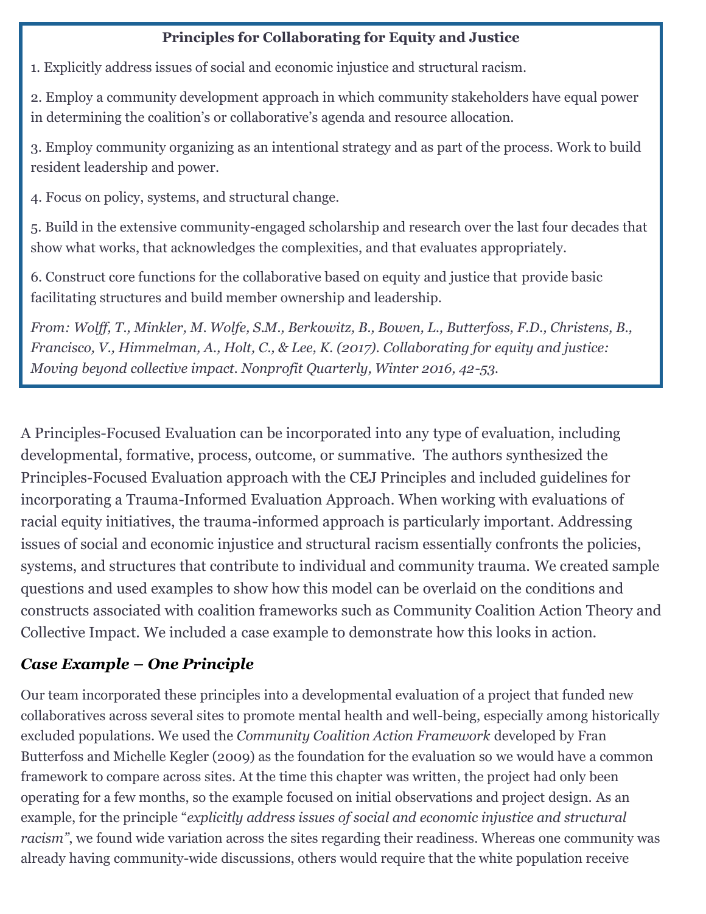**Principles for Collaborating for Equity and Justice**

1. Explicitly address issues of social and economic injustice and structural racism.

2. Employ a community development approach in which community stakeholders have equal power in determining the coalition's or collaborative's agenda and resource allocation.

3. Employ community organizing as an intentional strategy and as part of the process. Work to build resident leadership and power.

4. Focus on policy, systems, and structural change.

5. Build in the extensive community-engaged scholarship and research over the last four decades that show what works, that acknowledges the complexities, and that evaluates appropriately.

6. Construct core functions for the collaborative based on equity and justice that provide basic facilitating structures and build member ownership and leadership.

*From: Wolff, T., Minkler, M. Wolfe, S.M., Berkowitz, B., Bowen, L., Butterfoss, F.D., Christens, B., Francisco, V., Himmelman, A., Holt, C., & Lee, K. (2017). Collaborating for equity and justice: Moving beyond collective impact. Nonprofit Quarterly, Winter 2016, 42-53.*

A Principles-Focused Evaluation can be incorporated into any type of evaluation, including developmental, formative, process, outcome, or summative. The authors synthesized the Principles-Focused Evaluation approach with the CEJ Principles and included guidelines for incorporating a Trauma-Informed Evaluation Approach. When working with evaluations of racial equity initiatives, the trauma-informed approach is particularly important. Addressing issues of social and economic injustice and structural racism essentially confronts the policies, systems, and structures that contribute to individual and community trauma. We created sample questions and used examples to show how this model can be overlaid on the conditions and constructs associated with coalition frameworks such as Community Coalition Action Theory and Collective Impact. We included a case example to demonstrate how this looks in action.

### *Case Example – One Principle*

Our team incorporated these principles into a developmental evaluation of a project that funded new collaboratives across several sites to promote mental health and well-being, especially among historically excluded populations. We used the *Community Coalition Action Framework* developed by Fran Butterfoss and Michelle Kegler (2009) as the foundation for the evaluation so we would have a common framework to compare across sites. At the time this chapter was written, the project had only been operating for a few months, so the example focused on initial observations and project design. As an example, for the principle "*explicitly address issues of social and economic injustice and structural racism"*, we found wide variation across the sites regarding their readiness. Whereas one community was already having community-wide discussions, others would require that the white population receive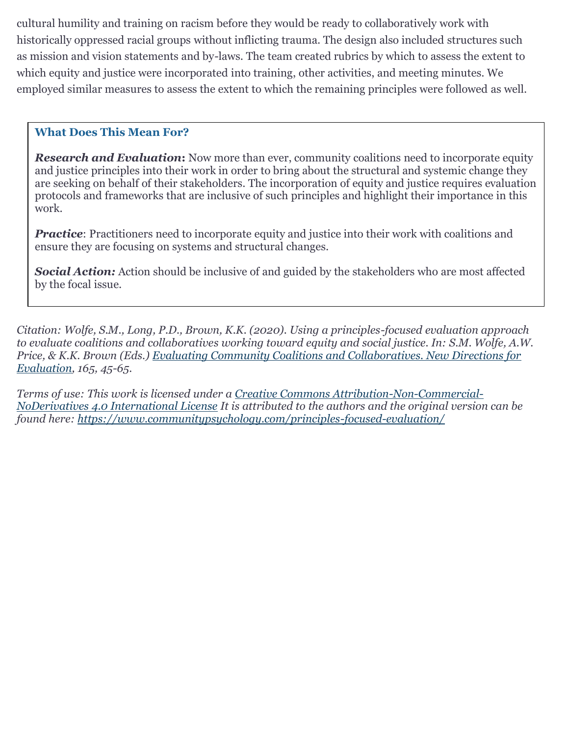cultural humility and training on racism before they would be ready to collaboratively work with historically oppressed racial groups without inflicting trauma. The design also included structures such as mission and vision statements and by-laws. The team created rubrics by which to assess the extent to which equity and justice were incorporated into training, other activities, and meeting minutes. We employed similar measures to assess the extent to which the remaining principles were followed as well.

### What Does This Mean For?

***Research and Evaluation*****:** Now more than ever, community coalitions need to incorporate equity and justice principles into their work in order to bring about the structural and systemic change they are seeking on behalf of their stakeholders. The incorporation of equity and justice requires evaluation protocols and frameworks that are inclusive of such principles and highlight their importance in this work.

***Practice***: Practitioners need to incorporate equity and justice into their work with coalitions and ensure they are focusing on systems and structural changes.

***Social Action:*** Action should be inclusive of and guided by the stakeholders who are most affected by the focal issue.

*Citation: Wolfe, S.M., Long, P.D., Brown, K.K. (2020). Using a principles-focused evaluation approach to evaluate coalitions and collaboratives working toward equity and social justice. In: S.M. Wolfe, A.W. Price, & K.K. Brown (Eds.) Evaluating Community Coalitions and Collaboratives. New Directions for Evaluation, 165, 45-65.*

*Terms of use: This work is licensed under a Creative Commons Attribution-Non-Commercial-NoDerivatives 4.0 International License It is attributed to the authors and the original version can be found here: https://www.communitypsychology.com/principles-focused-evaluation/*